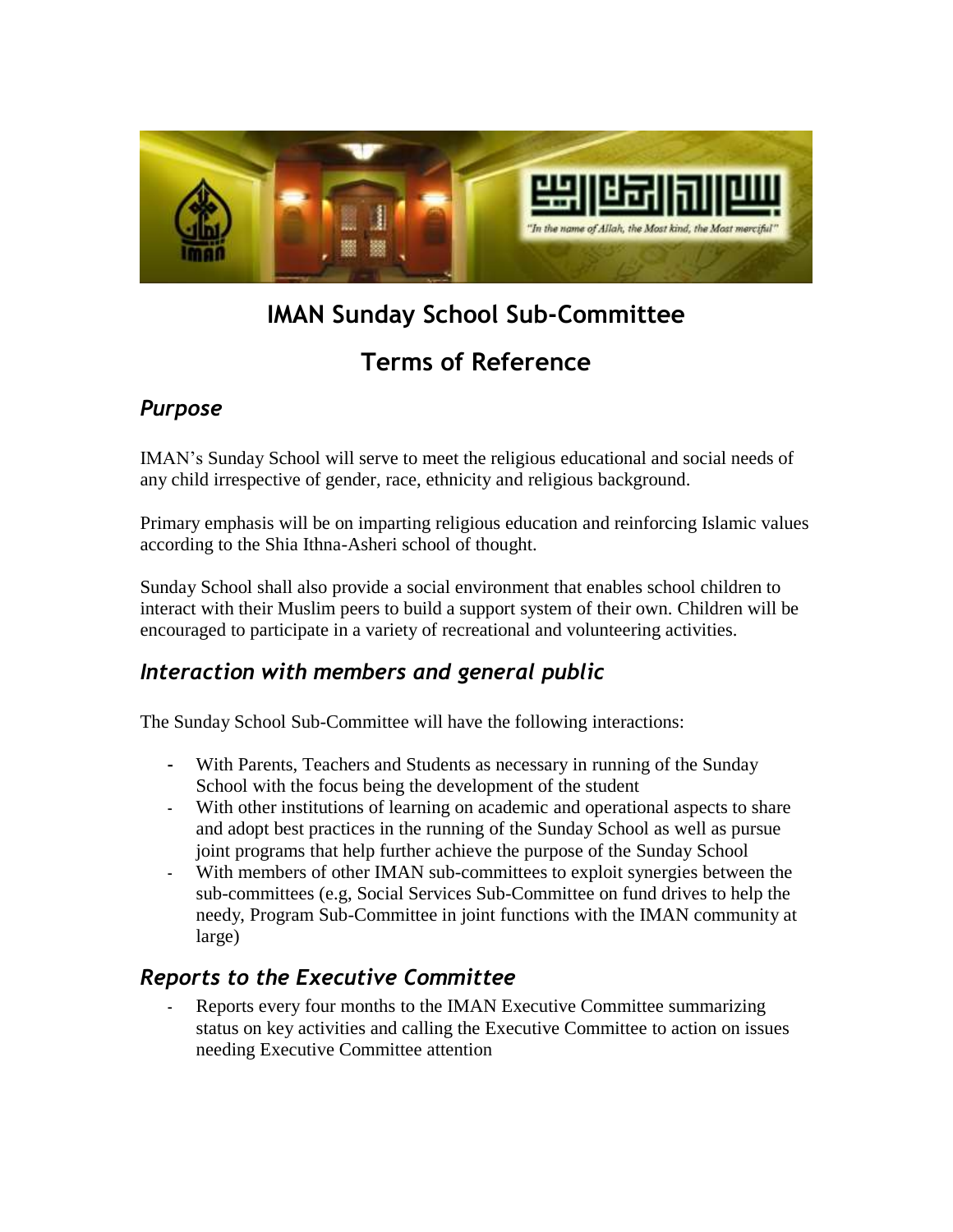# IMAN Sunday School Sub-Committee

# Terms of Reference

## *Purpose*

IMAN's Sunday School will serve to meet the religious educational and social needs of any child irrespective of gender, race, ethnicity and religious background.

Primary emphasis will be on imparting religious education and reinforcing Islamic values according to the Shia Ithna-Asheri school of thought.

Sunday School shall also provide a social environment that enables school children to interact with their Muslim peers to build a support system of their own. Children will be encouraged to participate in a variety of recreational and volunteering activities.

## *Interaction with members and general public*

The Sunday School Sub-Committee will have the following interactions:

- With Parents, Teachers and Students as necessary in running of the Sunday School with the focus being the development of the student
- With other institutions of learning on academic and operational aspects to share and adopt best practices in the running of the Sunday School as well as pursue joint programs that help further achieve the purpose of the Sunday School
- With members of other IMAN sub-committees to exploit synergies between the sub-committees (e.g, Social Services Sub-Committee on fund drives to help the needy, Program Sub-Committee in joint functions with the IMAN community at large)

## *Reports to the Executive Committee*

- Reports every four months to the IMAN Executive Committee summarizing status on key activities and calling the Executive Committee to action on issues needing Executive Committee attention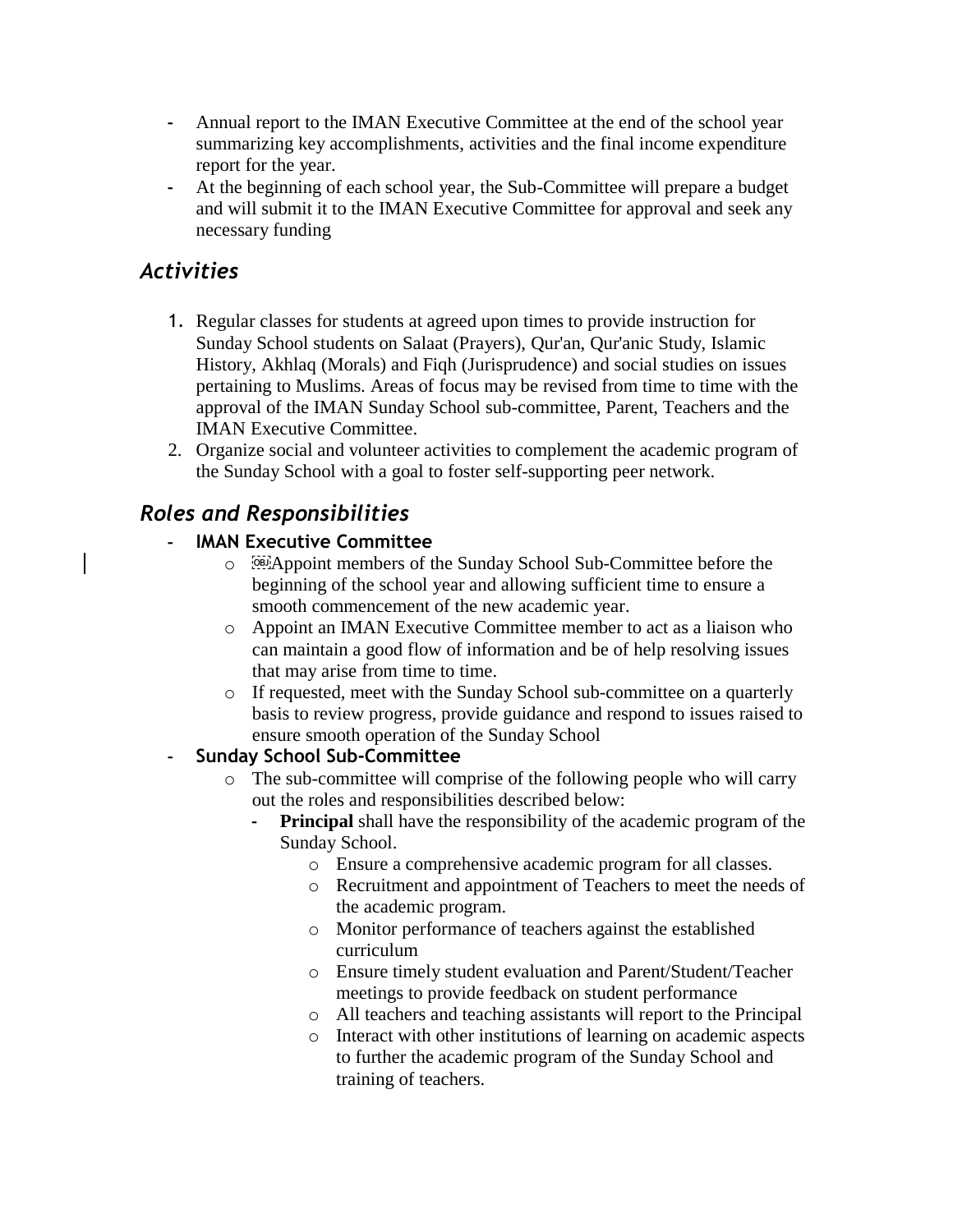- Annual report to the IMAN Executive Committee at the end of the school year summarizing key accomplishments, activities and the final income expenditure report for the year.
- At the beginning of each school year, the Sub-Committee will prepare a budget and will submit it to the IMAN Executive Committee for approval and seek any necessary funding

## *Activities*

1. Regular classes for students at agreed upon times to provide instruction for Sunday School students on Salaat (Prayers), Qur'an, Qur'anic Study, Islamic History, Akhlaq (Morals) and Fiqh (Jurisprudence) and social studies on issues pertaining to Muslims. Areas of focus may be revised from time to time with the approval of the IMAN Sunday School sub-committee, Parent, Teachers and the IMAN Executive Committee.
2. Organize social and volunteer activities to complement the academic program of the Sunday School with a goal to foster self-supporting peer network.

## *Roles and Responsibilities*

- **IMAN Executive Committee**
  - Appoint members of the Sunday School Sub-Committee before the beginning of the school year and allowing sufficient time to ensure a smooth commencement of the new academic year.
  - Appoint an IMAN Executive Committee member to act as a liaison who can maintain a good flow of information and be of help resolving issues that may arise from time to time.
  - If requested, meet with the Sunday School sub-committee on a quarterly basis to review progress, provide guidance and respond to issues raised to ensure smooth operation of the Sunday School
- **Sunday School Sub-Committee**
  - The sub-committee will comprise of the following people who will carry out the roles and responsibilities described below:
    - **Principal** shall have the responsibility of the academic program of the Sunday School.
      - Ensure a comprehensive academic program for all classes.
      - Recruitment and appointment of Teachers to meet the needs of the academic program.
      - Monitor performance of teachers against the established curriculum
      - Ensure timely student evaluation and Parent/Student/Teacher meetings to provide feedback on student performance
      - All teachers and teaching assistants will report to the Principal
      - Interact with other institutions of learning on academic aspects to further the academic program of the Sunday School and training of teachers.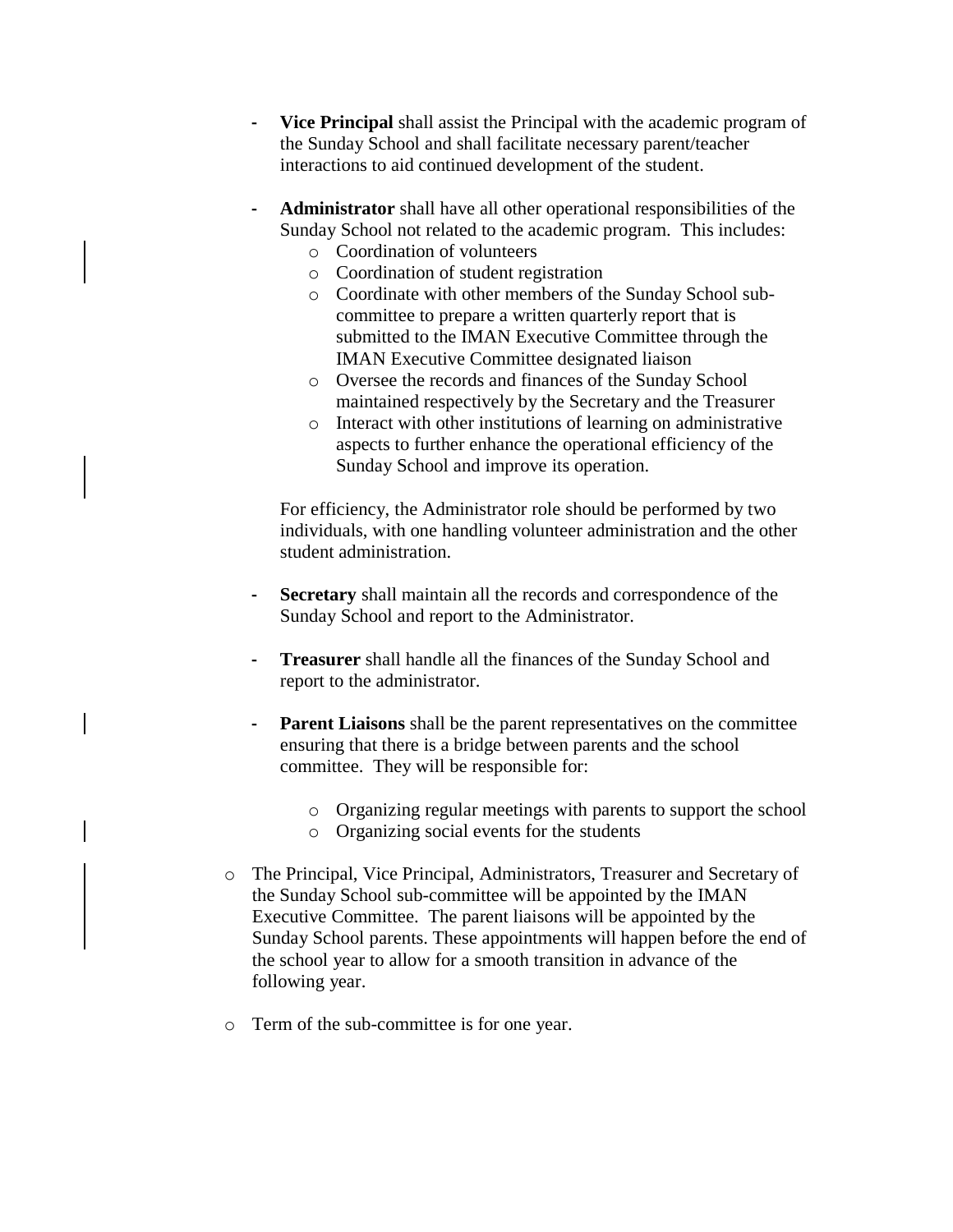- **Vice Principal** shall assist the Principal with the academic program of the Sunday School and shall facilitate necessary parent/teacher interactions to aid continued development of the student.

- **Administrator** shall have all other operational responsibilities of the Sunday School not related to the academic program. This includes:
  - Coordination of volunteers
  - Coordination of student registration
  - Coordinate with other members of the Sunday School sub-committee to prepare a written quarterly report that is submitted to the IMAN Executive Committee through the IMAN Executive Committee designated liaison
  - Oversee the records and finances of the Sunday School maintained respectively by the Secretary and the Treasurer
  - Interact with other institutions of learning on administrative aspects to further enhance the operational efficiency of the Sunday School and improve its operation.

  For efficiency, the Administrator role should be performed by two individuals, with one handling volunteer administration and the other student administration.

- **Secretary** shall maintain all the records and correspondence of the Sunday School and report to the Administrator.

- **Treasurer** shall handle all the finances of the Sunday School and report to the administrator.

- **Parent Liaisons** shall be the parent representatives on the committee ensuring that there is a bridge between parents and the school committee. They will be responsible for:

  - Organizing regular meetings with parents to support the school
  - Organizing social events for the students

- The Principal, Vice Principal, Administrators, Treasurer and Secretary of the Sunday School sub-committee will be appointed by the IMAN Executive Committee. The parent liaisons will be appointed by the Sunday School parents. These appointments will happen before the end of the school year to allow for a smooth transition in advance of the following year.

- Term of the sub-committee is for one year.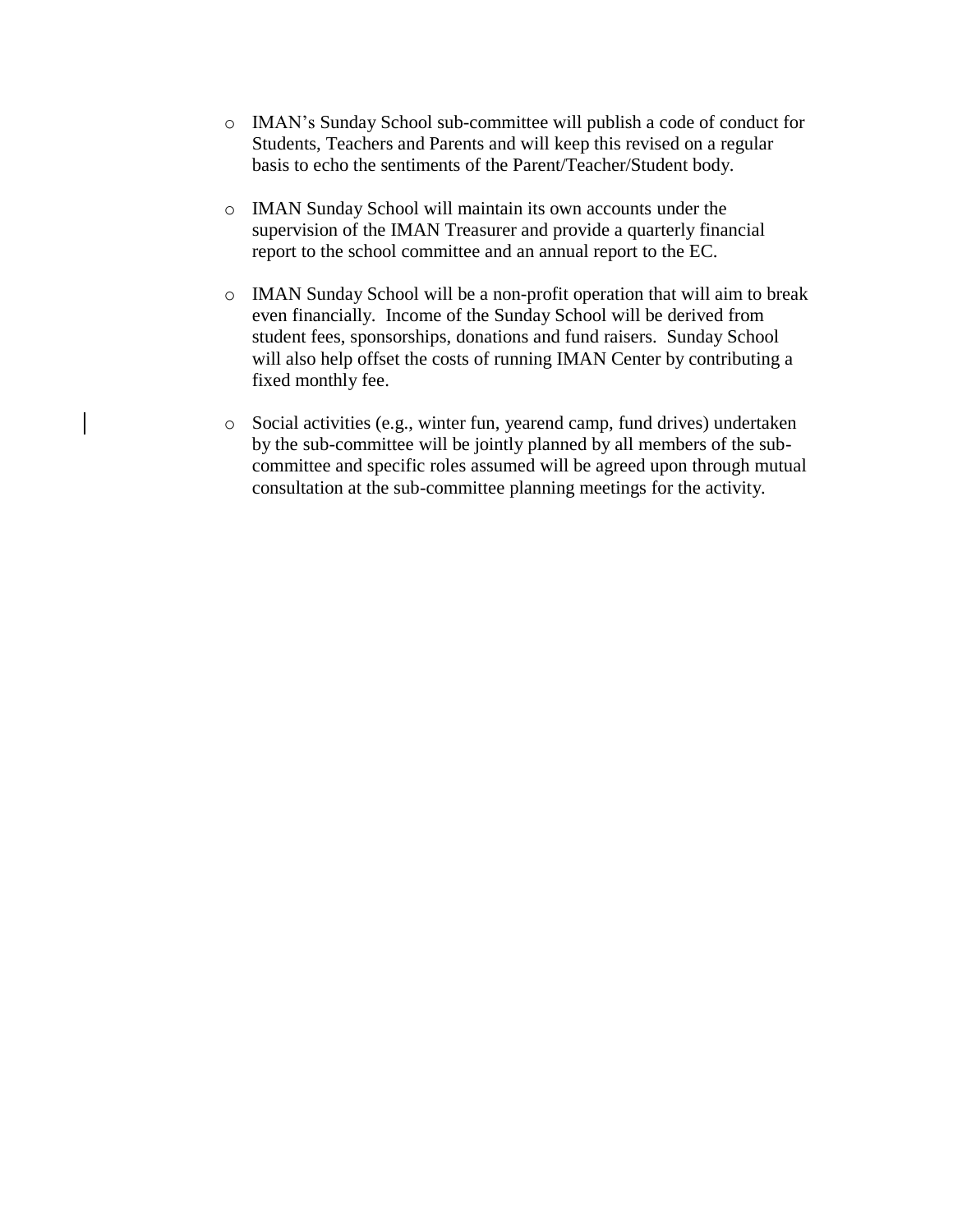- IMAN's Sunday School sub-committee will publish a code of conduct for Students, Teachers and Parents and will keep this revised on a regular basis to echo the sentiments of the Parent/Teacher/Student body.

- IMAN Sunday School will maintain its own accounts under the supervision of the IMAN Treasurer and provide a quarterly financial report to the school committee and an annual report to the EC.

- IMAN Sunday School will be a non-profit operation that will aim to break even financially. Income of the Sunday School will be derived from student fees, sponsorships, donations and fund raisers. Sunday School will also help offset the costs of running IMAN Center by contributing a fixed monthly fee.

- Social activities (e.g., winter fun, yearend camp, fund drives) undertaken by the sub-committee will be jointly planned by all members of the sub-committee and specific roles assumed will be agreed upon through mutual consultation at the sub-committee planning meetings for the activity.